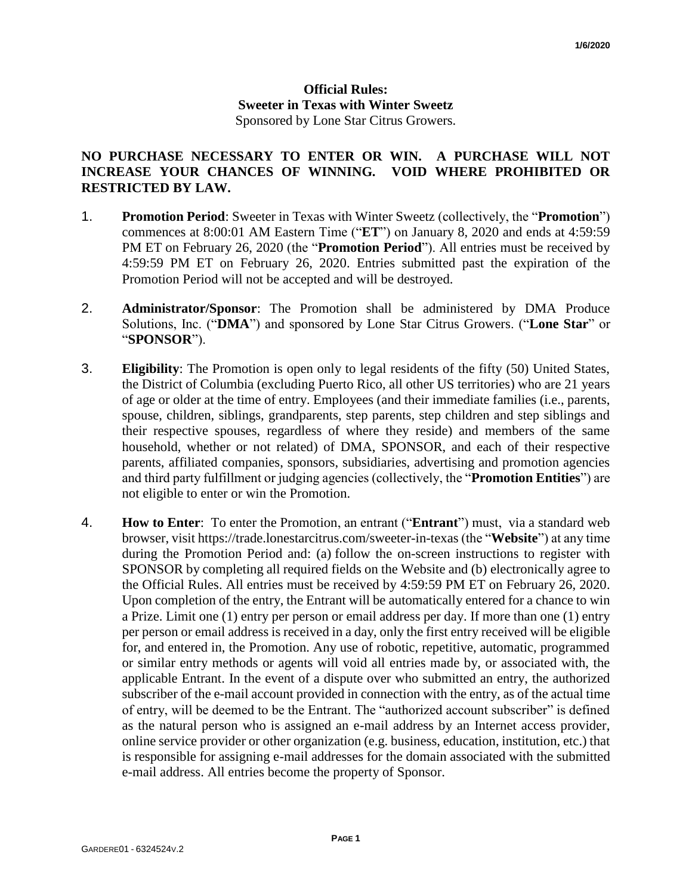**Official Rules:**
**Sweeter in Texas with Winter Sweetz**
Sponsored by Lone Star Citrus Growers.

**NO PURCHASE NECESSARY TO ENTER OR WIN. A PURCHASE WILL NOT INCREASE YOUR CHANCES OF WINNING. VOID WHERE PROHIBITED OR RESTRICTED BY LAW.**

1. **Promotion Period**: Sweeter in Texas with Winter Sweetz (collectively, the "**Promotion**") commences at 8:00:01 AM Eastern Time ("**ET**") on January 8, 2020 and ends at 4:59:59 PM ET on February 26, 2020 (the "**Promotion Period**"). All entries must be received by 4:59:59 PM ET on February 26, 2020. Entries submitted past the expiration of the Promotion Period will not be accepted and will be destroyed.

2. **Administrator/Sponsor**: The Promotion shall be administered by DMA Produce Solutions, Inc. ("**DMA**") and sponsored by Lone Star Citrus Growers. ("**Lone Star**" or "**SPONSOR**").

3. **Eligibility**: The Promotion is open only to legal residents of the fifty (50) United States, the District of Columbia (excluding Puerto Rico, all other US territories) who are 21 years of age or older at the time of entry. Employees (and their immediate families (i.e., parents, spouse, children, siblings, grandparents, step parents, step children and step siblings and their respective spouses, regardless of where they reside) and members of the same household, whether or not related) of DMA, SPONSOR, and each of their respective parents, affiliated companies, sponsors, subsidiaries, advertising and promotion agencies and third party fulfillment or judging agencies (collectively, the "**Promotion Entities**") are not eligible to enter or win the Promotion.

4. **How to Enter**: To enter the Promotion, an entrant ("**Entrant**") must, via a standard web browser, visit https://trade.lonestarcitrus.com/sweeter-in-texas (the "**Website**") at any time during the Promotion Period and: (a) follow the on-screen instructions to register with SPONSOR by completing all required fields on the Website and (b) electronically agree to the Official Rules. All entries must be received by 4:59:59 PM ET on February 26, 2020. Upon completion of the entry, the Entrant will be automatically entered for a chance to win a Prize. Limit one (1) entry per person or email address per day. If more than one (1) entry per person or email address is received in a day, only the first entry received will be eligible for, and entered in, the Promotion. Any use of robotic, repetitive, automatic, programmed or similar entry methods or agents will void all entries made by, or associated with, the applicable Entrant. In the event of a dispute over who submitted an entry, the authorized subscriber of the e-mail account provided in connection with the entry, as of the actual time of entry, will be deemed to be the Entrant. The "authorized account subscriber" is defined as the natural person who is assigned an e-mail address by an Internet access provider, online service provider or other organization (e.g. business, education, institution, etc.) that is responsible for assigning e-mail addresses for the domain associated with the submitted e-mail address. All entries become the property of Sponsor.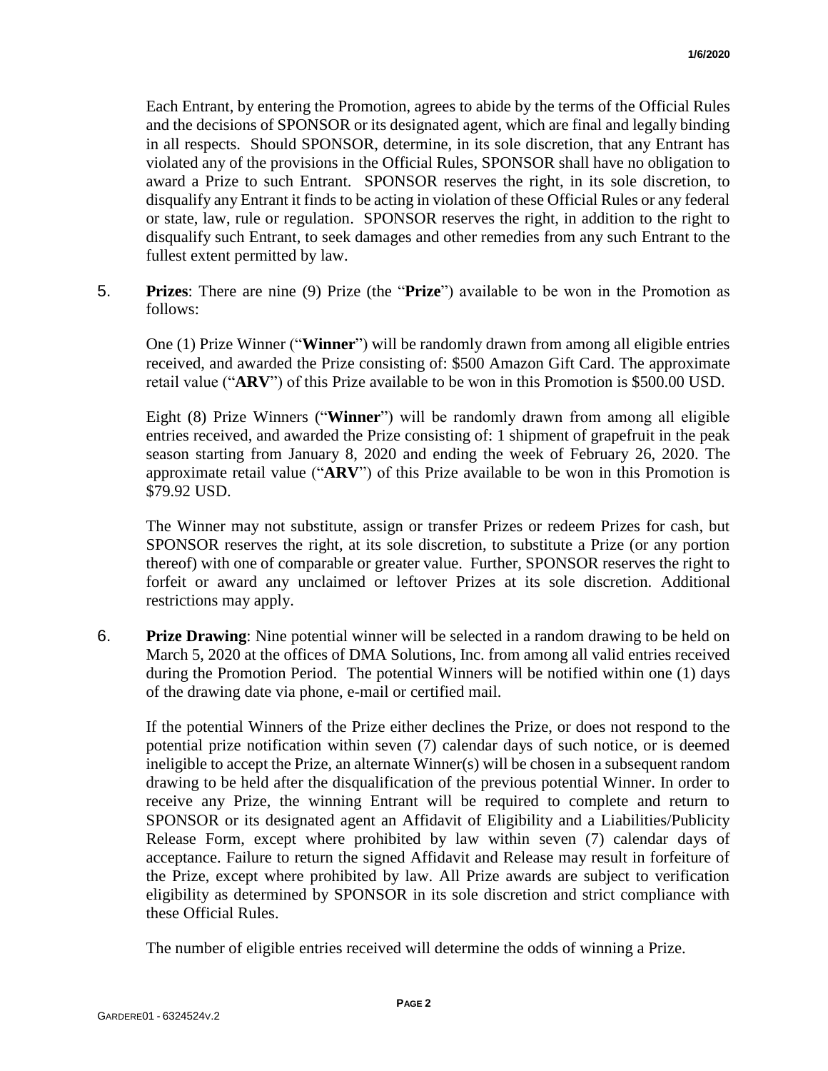Each Entrant, by entering the Promotion, agrees to abide by the terms of the Official Rules and the decisions of SPONSOR or its designated agent, which are final and legally binding in all respects. Should SPONSOR, determine, in its sole discretion, that any Entrant has violated any of the provisions in the Official Rules, SPONSOR shall have no obligation to award a Prize to such Entrant. SPONSOR reserves the right, in its sole discretion, to disqualify any Entrant it finds to be acting in violation of these Official Rules or any federal or state, law, rule or regulation. SPONSOR reserves the right, in addition to the right to disqualify such Entrant, to seek damages and other remedies from any such Entrant to the fullest extent permitted by law.

5. **Prizes**: There are nine (9) Prize (the "**Prize**") available to be won in the Promotion as follows:

   One (1) Prize Winner ("**Winner**") will be randomly drawn from among all eligible entries received, and awarded the Prize consisting of: $500 Amazon Gift Card. The approximate retail value ("**ARV**") of this Prize available to be won in this Promotion is $500.00 USD.

   Eight (8) Prize Winners ("**Winner**") will be randomly drawn from among all eligible entries received, and awarded the Prize consisting of: 1 shipment of grapefruit in the peak season starting from January 8, 2020 and ending the week of February 26, 2020. The approximate retail value ("**ARV**") of this Prize available to be won in this Promotion is $79.92 USD.

   The Winner may not substitute, assign or transfer Prizes or redeem Prizes for cash, but SPONSOR reserves the right, at its sole discretion, to substitute a Prize (or any portion thereof) with one of comparable or greater value. Further, SPONSOR reserves the right to forfeit or award any unclaimed or leftover Prizes at its sole discretion. Additional restrictions may apply.

6. **Prize Drawing**: Nine potential winner will be selected in a random drawing to be held on March 5, 2020 at the offices of DMA Solutions, Inc. from among all valid entries received during the Promotion Period. The potential Winners will be notified within one (1) days of the drawing date via phone, e-mail or certified mail.

   If the potential Winners of the Prize either declines the Prize, or does not respond to the potential prize notification within seven (7) calendar days of such notice, or is deemed ineligible to accept the Prize, an alternate Winner(s) will be chosen in a subsequent random drawing to be held after the disqualification of the previous potential Winner. In order to receive any Prize, the winning Entrant will be required to complete and return to SPONSOR or its designated agent an Affidavit of Eligibility and a Liabilities/Publicity Release Form, except where prohibited by law within seven (7) calendar days of acceptance. Failure to return the signed Affidavit and Release may result in forfeiture of the Prize, except where prohibited by law. All Prize awards are subject to verification eligibility as determined by SPONSOR in its sole discretion and strict compliance with these Official Rules.

   The number of eligible entries received will determine the odds of winning a Prize.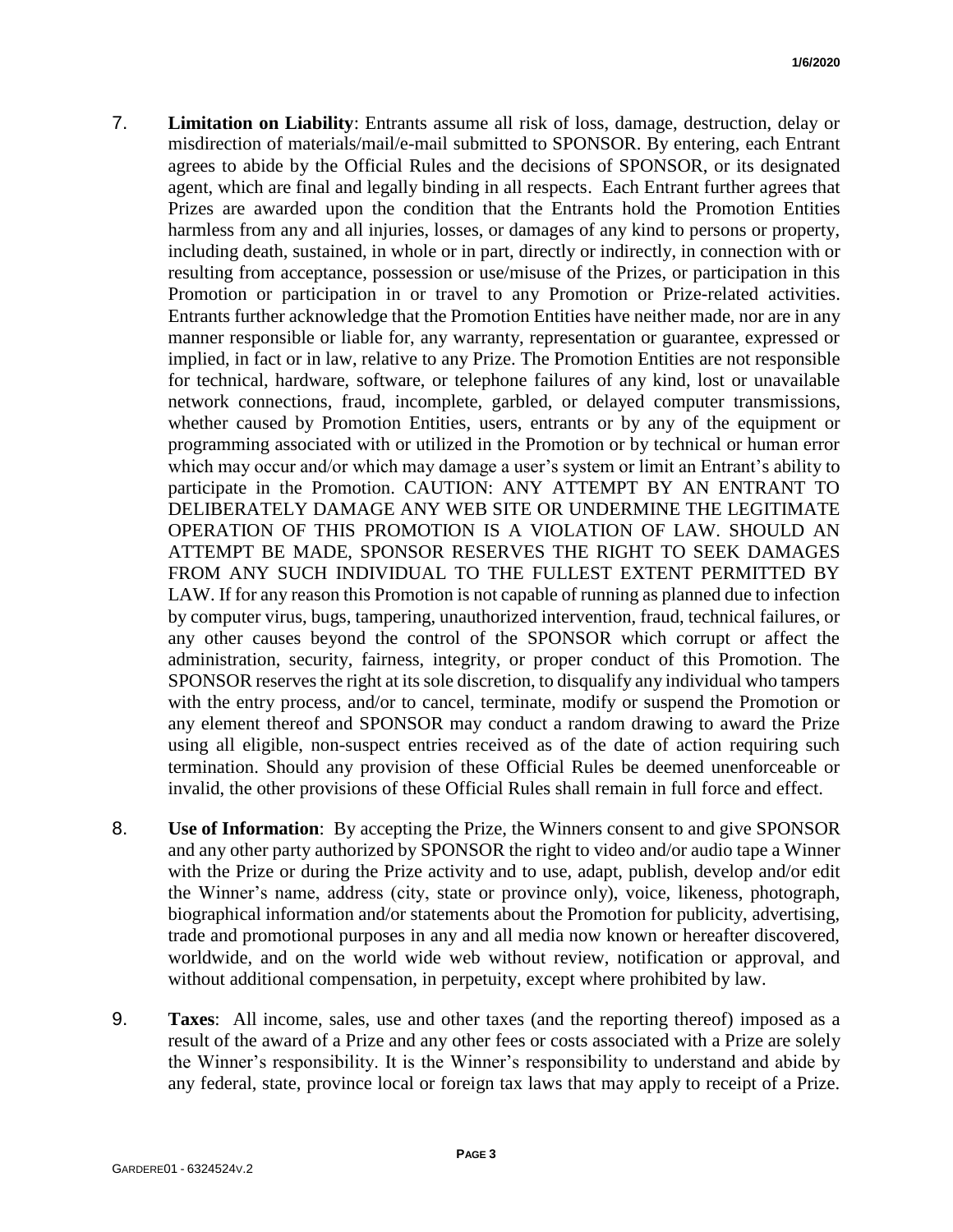7. **Limitation on Liability**: Entrants assume all risk of loss, damage, destruction, delay or misdirection of materials/mail/e-mail submitted to SPONSOR. By entering, each Entrant agrees to abide by the Official Rules and the decisions of SPONSOR, or its designated agent, which are final and legally binding in all respects. Each Entrant further agrees that Prizes are awarded upon the condition that the Entrants hold the Promotion Entities harmless from any and all injuries, losses, or damages of any kind to persons or property, including death, sustained, in whole or in part, directly or indirectly, in connection with or resulting from acceptance, possession or use/misuse of the Prizes, or participation in this Promotion or participation in or travel to any Promotion or Prize-related activities. Entrants further acknowledge that the Promotion Entities have neither made, nor are in any manner responsible or liable for, any warranty, representation or guarantee, expressed or implied, in fact or in law, relative to any Prize. The Promotion Entities are not responsible for technical, hardware, software, or telephone failures of any kind, lost or unavailable network connections, fraud, incomplete, garbled, or delayed computer transmissions, whether caused by Promotion Entities, users, entrants or by any of the equipment or programming associated with or utilized in the Promotion or by technical or human error which may occur and/or which may damage a user's system or limit an Entrant's ability to participate in the Promotion. CAUTION: ANY ATTEMPT BY AN ENTRANT TO DELIBERATELY DAMAGE ANY WEB SITE OR UNDERMINE THE LEGITIMATE OPERATION OF THIS PROMOTION IS A VIOLATION OF LAW. SHOULD AN ATTEMPT BE MADE, SPONSOR RESERVES THE RIGHT TO SEEK DAMAGES FROM ANY SUCH INDIVIDUAL TO THE FULLEST EXTENT PERMITTED BY LAW. If for any reason this Promotion is not capable of running as planned due to infection by computer virus, bugs, tampering, unauthorized intervention, fraud, technical failures, or any other causes beyond the control of the SPONSOR which corrupt or affect the administration, security, fairness, integrity, or proper conduct of this Promotion. The SPONSOR reserves the right at its sole discretion, to disqualify any individual who tampers with the entry process, and/or to cancel, terminate, modify or suspend the Promotion or any element thereof and SPONSOR may conduct a random drawing to award the Prize using all eligible, non-suspect entries received as of the date of action requiring such termination. Should any provision of these Official Rules be deemed unenforceable or invalid, the other provisions of these Official Rules shall remain in full force and effect.

8. **Use of Information**: By accepting the Prize, the Winners consent to and give SPONSOR and any other party authorized by SPONSOR the right to video and/or audio tape a Winner with the Prize or during the Prize activity and to use, adapt, publish, develop and/or edit the Winner's name, address (city, state or province only), voice, likeness, photograph, biographical information and/or statements about the Promotion for publicity, advertising, trade and promotional purposes in any and all media now known or hereafter discovered, worldwide, and on the world wide web without review, notification or approval, and without additional compensation, in perpetuity, except where prohibited by law.

9. **Taxes**: All income, sales, use and other taxes (and the reporting thereof) imposed as a result of the award of a Prize and any other fees or costs associated with a Prize are solely the Winner's responsibility. It is the Winner's responsibility to understand and abide by any federal, state, province local or foreign tax laws that may apply to receipt of a Prize.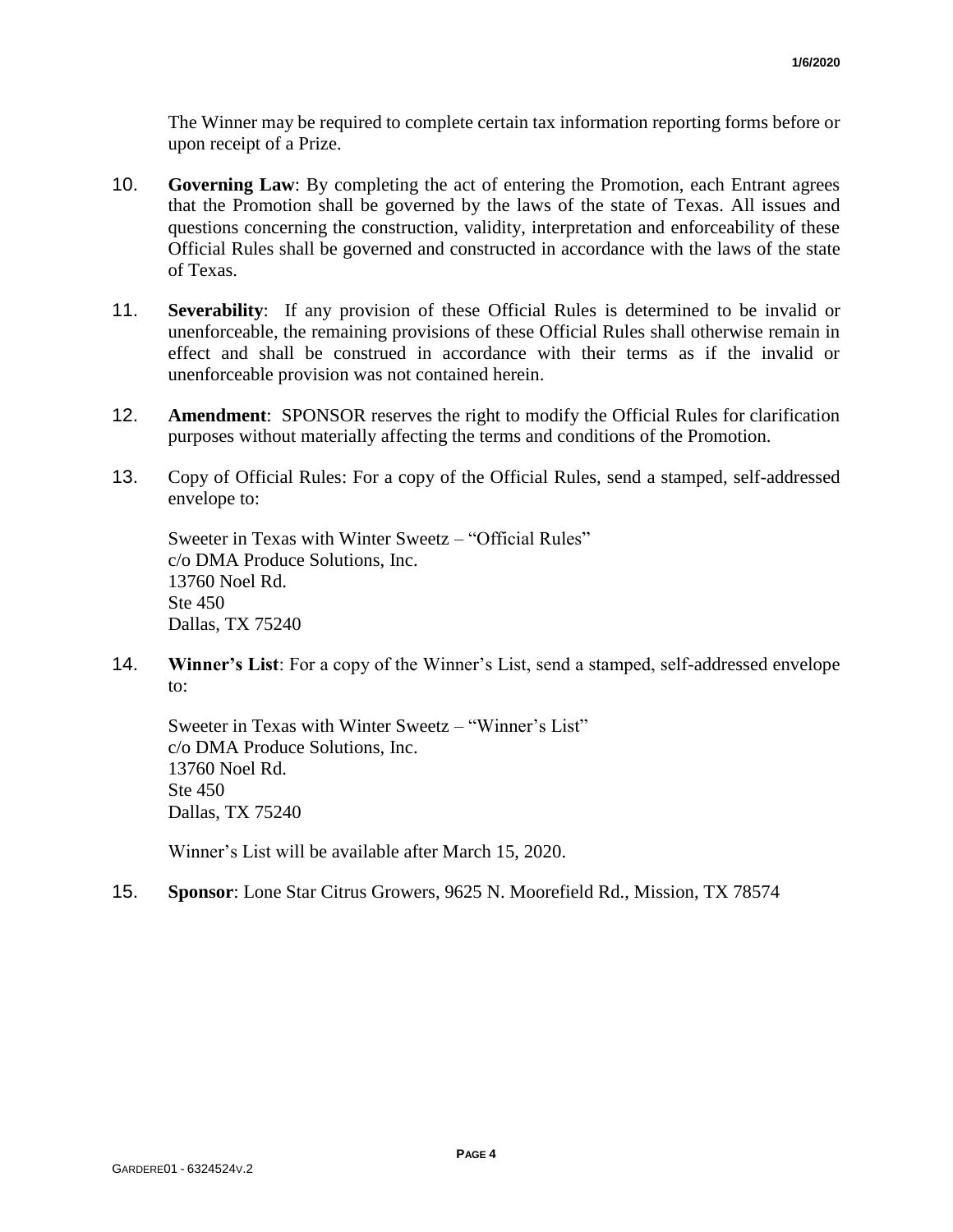The Winner may be required to complete certain tax information reporting forms before or upon receipt of a Prize.

10. **Governing Law**: By completing the act of entering the Promotion, each Entrant agrees that the Promotion shall be governed by the laws of the state of Texas. All issues and questions concerning the construction, validity, interpretation and enforceability of these Official Rules shall be governed and constructed in accordance with the laws of the state of Texas.

11. **Severability**: If any provision of these Official Rules is determined to be invalid or unenforceable, the remaining provisions of these Official Rules shall otherwise remain in effect and shall be construed in accordance with their terms as if the invalid or unenforceable provision was not contained herein.

12. **Amendment**: SPONSOR reserves the right to modify the Official Rules for clarification purposes without materially affecting the terms and conditions of the Promotion.

13. Copy of Official Rules: For a copy of the Official Rules, send a stamped, self-addressed envelope to:

    Sweeter in Texas with Winter Sweetz – "Official Rules"
    c/o DMA Produce Solutions, Inc.
    13760 Noel Rd.
    Ste 450
    Dallas, TX 75240

14. **Winner's List**: For a copy of the Winner's List, send a stamped, self-addressed envelope to:

    Sweeter in Texas with Winter Sweetz – "Winner's List"
    c/o DMA Produce Solutions, Inc.
    13760 Noel Rd.
    Ste 450
    Dallas, TX 75240

    Winner's List will be available after March 15, 2020.

15. **Sponsor**: Lone Star Citrus Growers, 9625 N. Moorefield Rd., Mission, TX 78574